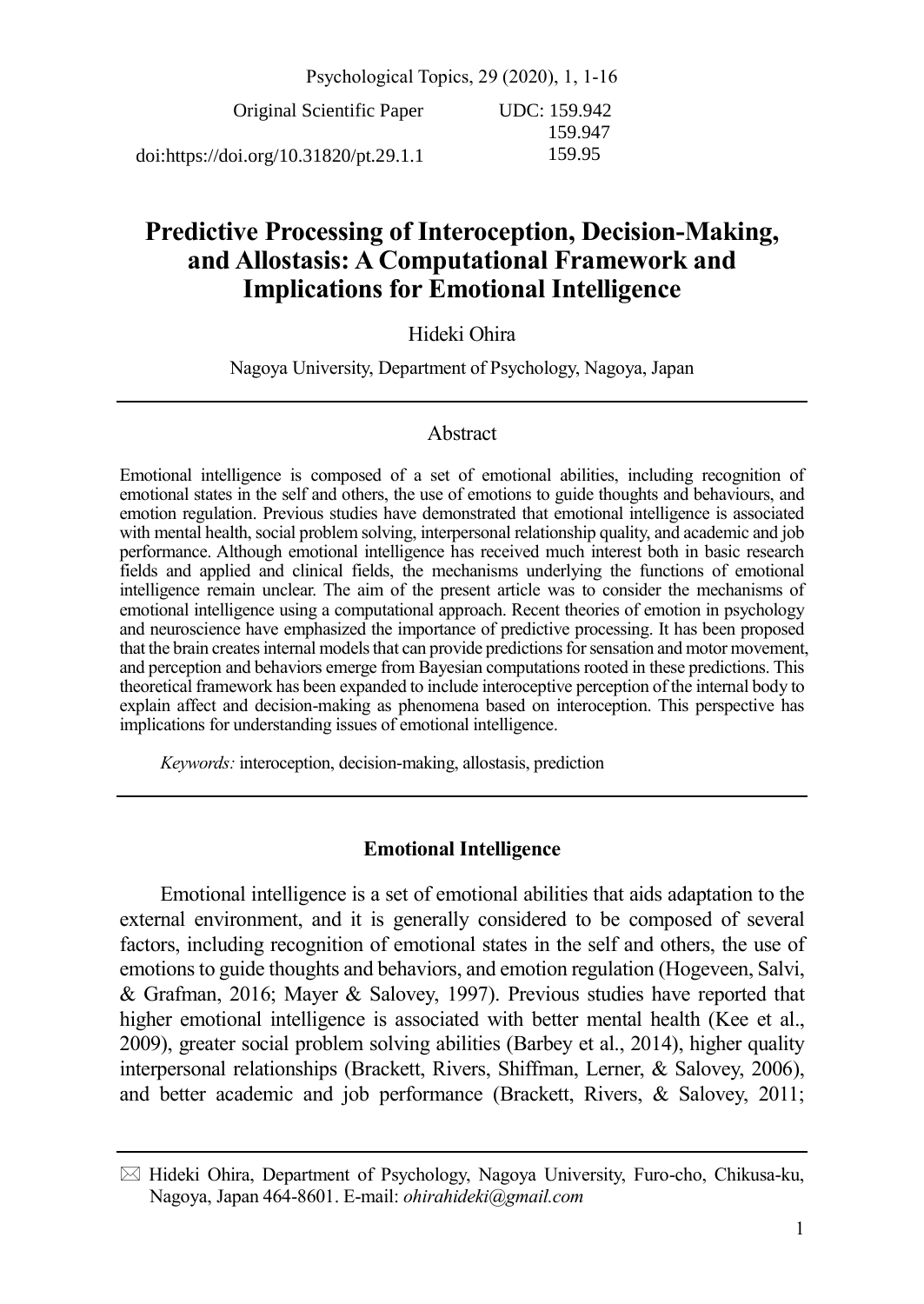Original Scientific Paper

UDC: 159.942
159.947
159.95

doi:https://doi.org/10.31820/pt.29.1.1

# Predictive Processing of Interoception, Decision-Making, and Allostasis: A Computational Framework and Implications for Emotional Intelligence

Hideki Ohira

Nagoya University, Department of Psychology, Nagoya, Japan

## Abstract

Emotional intelligence is composed of a set of emotional abilities, including recognition of emotional states in the self and others, the use of emotions to guide thoughts and behaviours, and emotion regulation. Previous studies have demonstrated that emotional intelligence is associated with mental health, social problem solving, interpersonal relationship quality, and academic and job performance. Although emotional intelligence has received much interest both in basic research fields and applied and clinical fields, the mechanisms underlying the functions of emotional intelligence remain unclear. The aim of the present article was to consider the mechanisms of emotional intelligence using a computational approach. Recent theories of emotion in psychology and neuroscience have emphasized the importance of predictive processing. It has been proposed that the brain creates internal models that can provide predictions for sensation and motor movement, and perception and behaviors emerge from Bayesian computations rooted in these predictions. This theoretical framework has been expanded to include interoceptive perception of the internal body to explain affect and decision-making as phenomena based on interoception. This perspective has implications for understanding issues of emotional intelligence.

*Keywords:* interoception, decision-making, allostasis, prediction

## Emotional Intelligence

Emotional intelligence is a set of emotional abilities that aids adaptation to the external environment, and it is generally considered to be composed of several factors, including recognition of emotional states in the self and others, the use of emotions to guide thoughts and behaviors, and emotion regulation (Hogeveen, Salvi, & Grafman, 2016; Mayer & Salovey, 1997). Previous studies have reported that higher emotional intelligence is associated with better mental health (Kee et al., 2009), greater social problem solving abilities (Barbey et al., 2014), higher quality interpersonal relationships (Brackett, Rivers, Shiffman, Lerner, & Salovey, 2006), and better academic and job performance (Brackett, Rivers, & Salovey, 2011;

---

✉ Hideki Ohira, Department of Psychology, Nagoya University, Furo-cho, Chikusa-ku, Nagoya, Japan 464-8601. E-mail: *ohirahideki@gmail.com*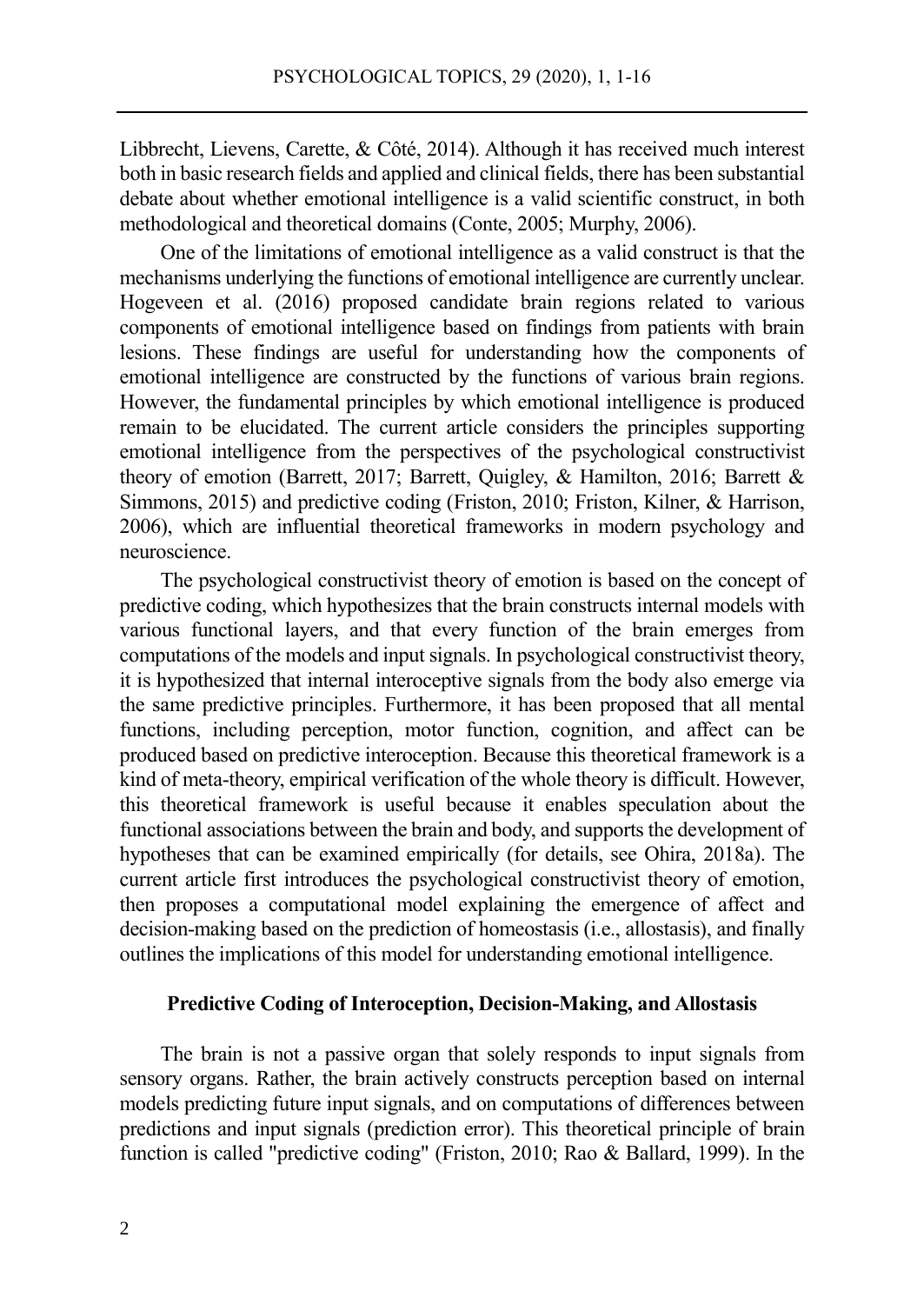Libbrecht, Lievens, Carette, & Côté, 2014). Although it has received much interest both in basic research fields and applied and clinical fields, there has been substantial debate about whether emotional intelligence is a valid scientific construct, in both methodological and theoretical domains (Conte, 2005; Murphy, 2006).

One of the limitations of emotional intelligence as a valid construct is that the mechanisms underlying the functions of emotional intelligence are currently unclear. Hogeveen et al. (2016) proposed candidate brain regions related to various components of emotional intelligence based on findings from patients with brain lesions. These findings are useful for understanding how the components of emotional intelligence are constructed by the functions of various brain regions. However, the fundamental principles by which emotional intelligence is produced remain to be elucidated. The current article considers the principles supporting emotional intelligence from the perspectives of the psychological constructivist theory of emotion (Barrett, 2017; Barrett, Quigley, & Hamilton, 2016; Barrett & Simmons, 2015) and predictive coding (Friston, 2010; Friston, Kilner, & Harrison, 2006), which are influential theoretical frameworks in modern psychology and neuroscience.

The psychological constructivist theory of emotion is based on the concept of predictive coding, which hypothesizes that the brain constructs internal models with various functional layers, and that every function of the brain emerges from computations of the models and input signals. In psychological constructivist theory, it is hypothesized that internal interoceptive signals from the body also emerge via the same predictive principles. Furthermore, it has been proposed that all mental functions, including perception, motor function, cognition, and affect can be produced based on predictive interoception. Because this theoretical framework is a kind of meta-theory, empirical verification of the whole theory is difficult. However, this theoretical framework is useful because it enables speculation about the functional associations between the brain and body, and supports the development of hypotheses that can be examined empirically (for details, see Ohira, 2018a). The current article first introduces the psychological constructivist theory of emotion, then proposes a computational model explaining the emergence of affect and decision-making based on the prediction of homeostasis (i.e., allostasis), and finally outlines the implications of this model for understanding emotional intelligence.

## Predictive Coding of Interoception, Decision-Making, and Allostasis

The brain is not a passive organ that solely responds to input signals from sensory organs. Rather, the brain actively constructs perception based on internal models predicting future input signals, and on computations of differences between predictions and input signals (prediction error). This theoretical principle of brain function is called "predictive coding" (Friston, 2010; Rao & Ballard, 1999). In the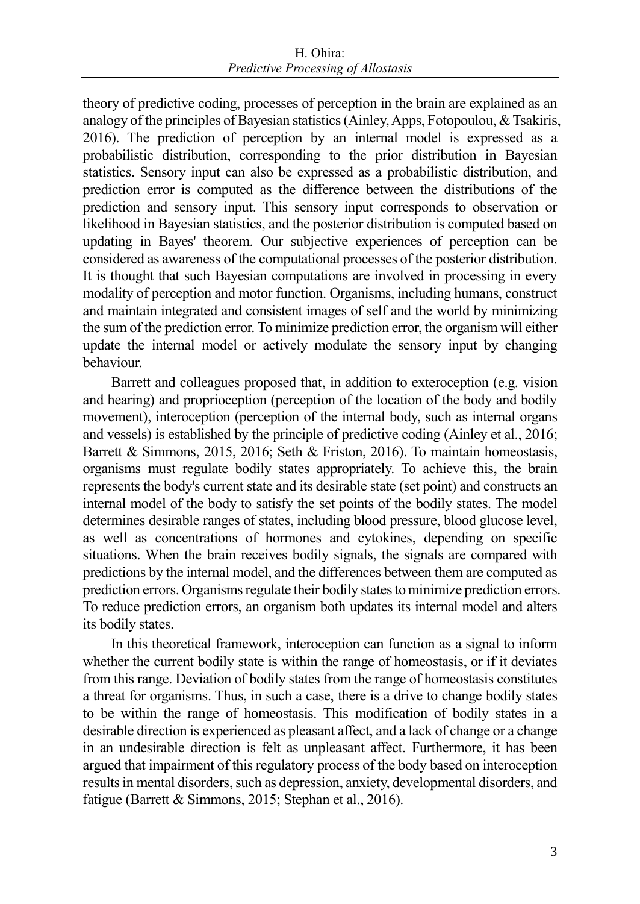theory of predictive coding, processes of perception in the brain are explained as an analogy of the principles of Bayesian statistics (Ainley, Apps, Fotopoulou, & Tsakiris, 2016). The prediction of perception by an internal model is expressed as a probabilistic distribution, corresponding to the prior distribution in Bayesian statistics. Sensory input can also be expressed as a probabilistic distribution, and prediction error is computed as the difference between the distributions of the prediction and sensory input. This sensory input corresponds to observation or likelihood in Bayesian statistics, and the posterior distribution is computed based on updating in Bayes' theorem. Our subjective experiences of perception can be considered as awareness of the computational processes of the posterior distribution. It is thought that such Bayesian computations are involved in processing in every modality of perception and motor function. Organisms, including humans, construct and maintain integrated and consistent images of self and the world by minimizing the sum of the prediction error. To minimize prediction error, the organism will either update the internal model or actively modulate the sensory input by changing behaviour.

Barrett and colleagues proposed that, in addition to exteroception (e.g. vision and hearing) and proprioception (perception of the location of the body and bodily movement), interoception (perception of the internal body, such as internal organs and vessels) is established by the principle of predictive coding (Ainley et al., 2016; Barrett & Simmons, 2015, 2016; Seth & Friston, 2016). To maintain homeostasis, organisms must regulate bodily states appropriately. To achieve this, the brain represents the body's current state and its desirable state (set point) and constructs an internal model of the body to satisfy the set points of the bodily states. The model determines desirable ranges of states, including blood pressure, blood glucose level, as well as concentrations of hormones and cytokines, depending on specific situations. When the brain receives bodily signals, the signals are compared with predictions by the internal model, and the differences between them are computed as prediction errors. Organisms regulate their bodily states to minimize prediction errors. To reduce prediction errors, an organism both updates its internal model and alters its bodily states.

In this theoretical framework, interoception can function as a signal to inform whether the current bodily state is within the range of homeostasis, or if it deviates from this range. Deviation of bodily states from the range of homeostasis constitutes a threat for organisms. Thus, in such a case, there is a drive to change bodily states to be within the range of homeostasis. This modification of bodily states in a desirable direction is experienced as pleasant affect, and a lack of change or a change in an undesirable direction is felt as unpleasant affect. Furthermore, it has been argued that impairment of this regulatory process of the body based on interoception results in mental disorders, such as depression, anxiety, developmental disorders, and fatigue (Barrett & Simmons, 2015; Stephan et al., 2016).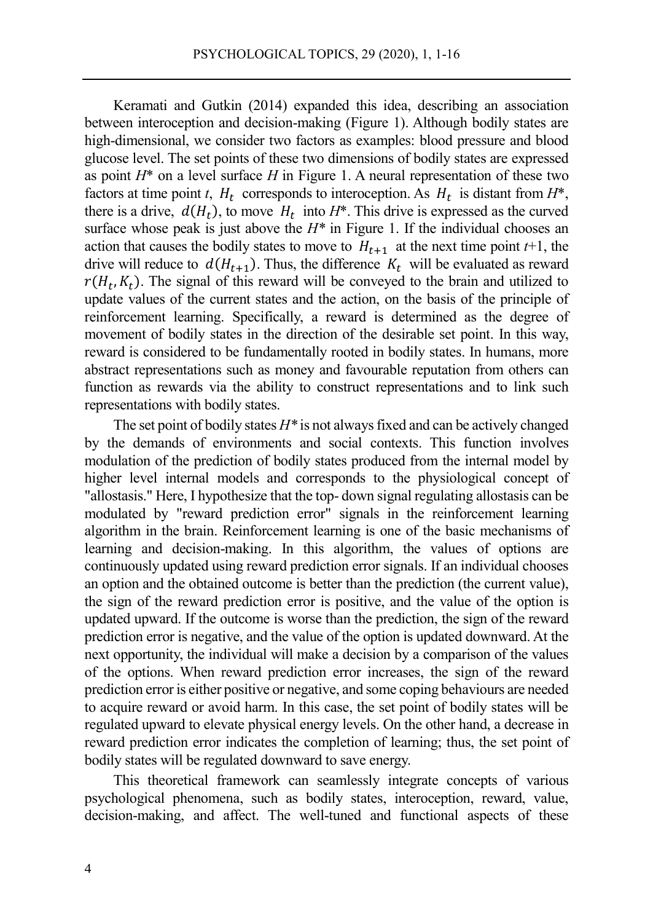Keramati and Gutkin (2014) expanded this idea, describing an association between interoception and decision-making (Figure 1). Although bodily states are high-dimensional, we consider two factors as examples: blood pressure and blood glucose level. The set points of these two dimensions of bodily states are expressed as point $H^*$ on a level surface $H$ in Figure 1. A neural representation of these two factors at time point $t$, $H_t$ corresponds to interoception. As $H_t$ is distant from $H^*$, there is a drive, $d(H_t)$, to move $H_t$ into $H^*$. This drive is expressed as the curved surface whose peak is just above the $H^*$ in Figure 1. If the individual chooses an action that causes the bodily states to move to $H_{t+1}$ at the next time point $t$+1, the drive will reduce to $d(H_{t+1})$. Thus, the difference $K_t$ will be evaluated as reward $r(H_t, K_t)$. The signal of this reward will be conveyed to the brain and utilized to update values of the current states and the action, on the basis of the principle of reinforcement learning. Specifically, a reward is determined as the degree of movement of bodily states in the direction of the desirable set point. In this way, reward is considered to be fundamentally rooted in bodily states. In humans, more abstract representations such as money and favourable reputation from others can function as rewards via the ability to construct representations and to link such representations with bodily states.

The set point of bodily states $H^*$ is not always fixed and can be actively changed by the demands of environments and social contexts. This function involves modulation of the prediction of bodily states produced from the internal model by higher level internal models and corresponds to the physiological concept of "allostasis." Here, I hypothesize that the top- down signal regulating allostasis can be modulated by "reward prediction error" signals in the reinforcement learning algorithm in the brain. Reinforcement learning is one of the basic mechanisms of learning and decision-making. In this algorithm, the values of options are continuously updated using reward prediction error signals. If an individual chooses an option and the obtained outcome is better than the prediction (the current value), the sign of the reward prediction error is positive, and the value of the option is updated upward. If the outcome is worse than the prediction, the sign of the reward prediction error is negative, and the value of the option is updated downward. At the next opportunity, the individual will make a decision by a comparison of the values of the options. When reward prediction error increases, the sign of the reward prediction error is either positive or negative, and some coping behaviours are needed to acquire reward or avoid harm. In this case, the set point of bodily states will be regulated upward to elevate physical energy levels. On the other hand, a decrease in reward prediction error indicates the completion of learning; thus, the set point of bodily states will be regulated downward to save energy.

This theoretical framework can seamlessly integrate concepts of various psychological phenomena, such as bodily states, interoception, reward, value, decision-making, and affect. The well-tuned and functional aspects of these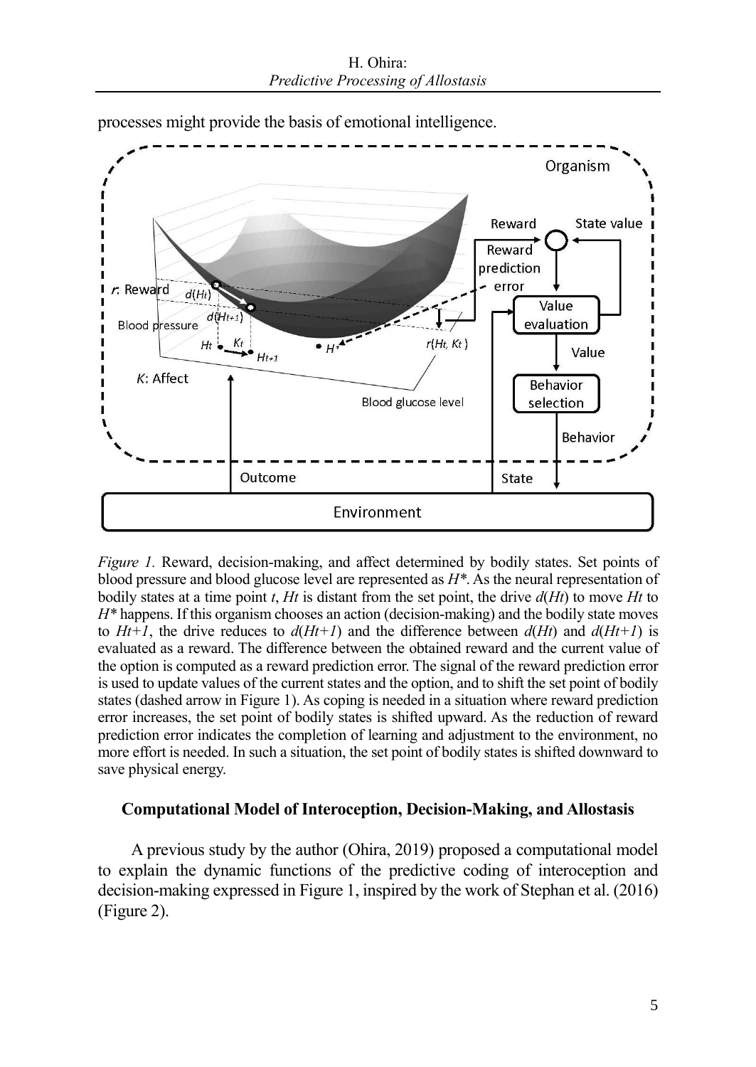processes might provide the basis of emotional intelligence.

*Figure 1.* Reward, decision-making, and affect determined by bodily states. Set points of blood pressure and blood glucose level are represented as $H^*$. As the neural representation of bodily states at a time point $t$, $H_t$ is distant from the set point, the drive $d(H_t)$ to move $H_t$ to $H^*$ happens. If this organism chooses an action (decision-making) and the bodily state moves to $H_{t+1}$, the drive reduces to $d(H_{t+1})$ and the difference between $d(H_t)$ and $d(H_{t+1})$ is evaluated as a reward. The difference between the obtained reward and the current value of the option is computed as a reward prediction error. The signal of the reward prediction error is used to update values of the current states and the option, and to shift the set point of bodily states (dashed arrow in Figure 1). As coping is needed in a situation where reward prediction error increases, the set point of bodily states is shifted upward. As the reduction of reward prediction error indicates the completion of learning and adjustment to the environment, no more effort is needed. In such a situation, the set point of bodily states is shifted downward to save physical energy.

## Computational Model of Interoception, Decision-Making, and Allostasis

A previous study by the author (Ohira, 2019) proposed a computational model to explain the dynamic functions of the predictive coding of interoception and decision-making expressed in Figure 1, inspired by the work of Stephan et al. (2016) (Figure 2).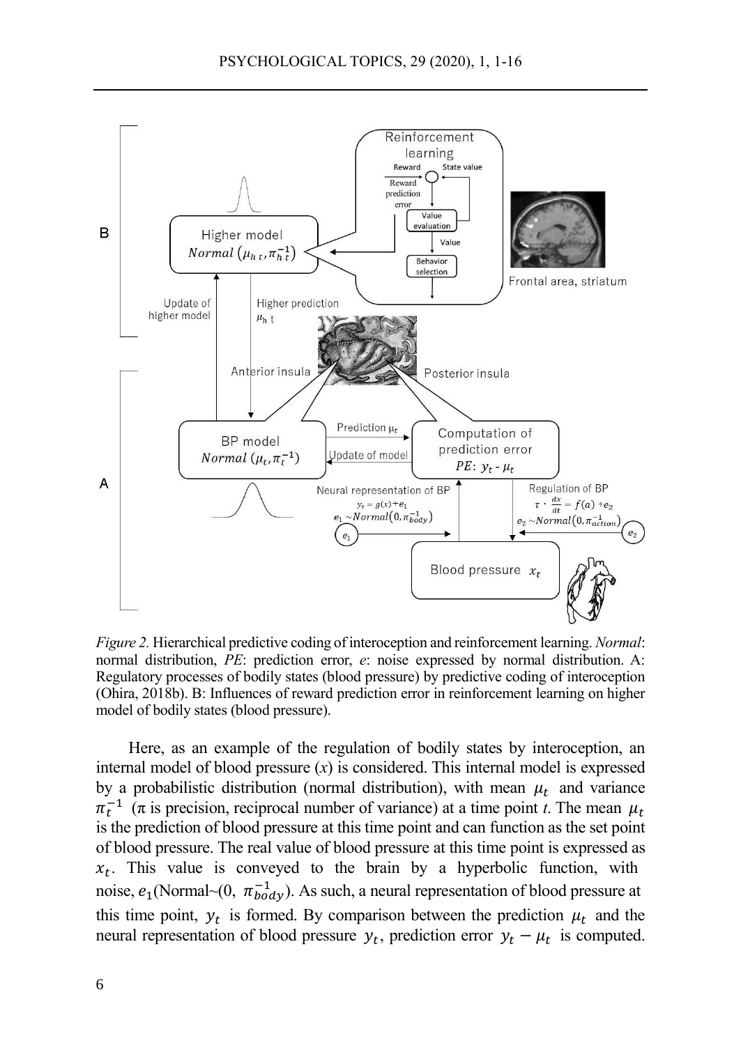*Figure 2.* Hierarchical predictive coding of interoception and reinforcement learning. *Normal*: normal distribution, *PE*: prediction error, *e*: noise expressed by normal distribution. A: Regulatory processes of bodily states (blood pressure) by predictive coding of interoception (Ohira, 2018b). B: Influences of reward prediction error in reinforcement learning on higher model of bodily states (blood pressure).

Here, as an example of the regulation of bodily states by interoception, an internal model of blood pressure ($x$) is considered. This internal model is expressed by a probabilistic distribution (normal distribution), with mean $\mu_t$ and variance $\pi_t^{-1}$ ($\pi$ is precision, reciprocal number of variance) at a time point $t$. The mean $\mu_t$ is the prediction of blood pressure at this time point and can function as the set point of blood pressure. The real value of blood pressure at this time point is expressed as $x_t$. This value is conveyed to the brain by a hyperbolic function, with noise, $e_1$(Normal~(0, $\pi_{body}^{-1}$). As such, a neural representation of blood pressure at this time point, $y_t$ is formed. By comparison between the prediction $\mu_t$ and the neural representation of blood pressure $y_t$, prediction error $y_t - \mu_t$ is computed.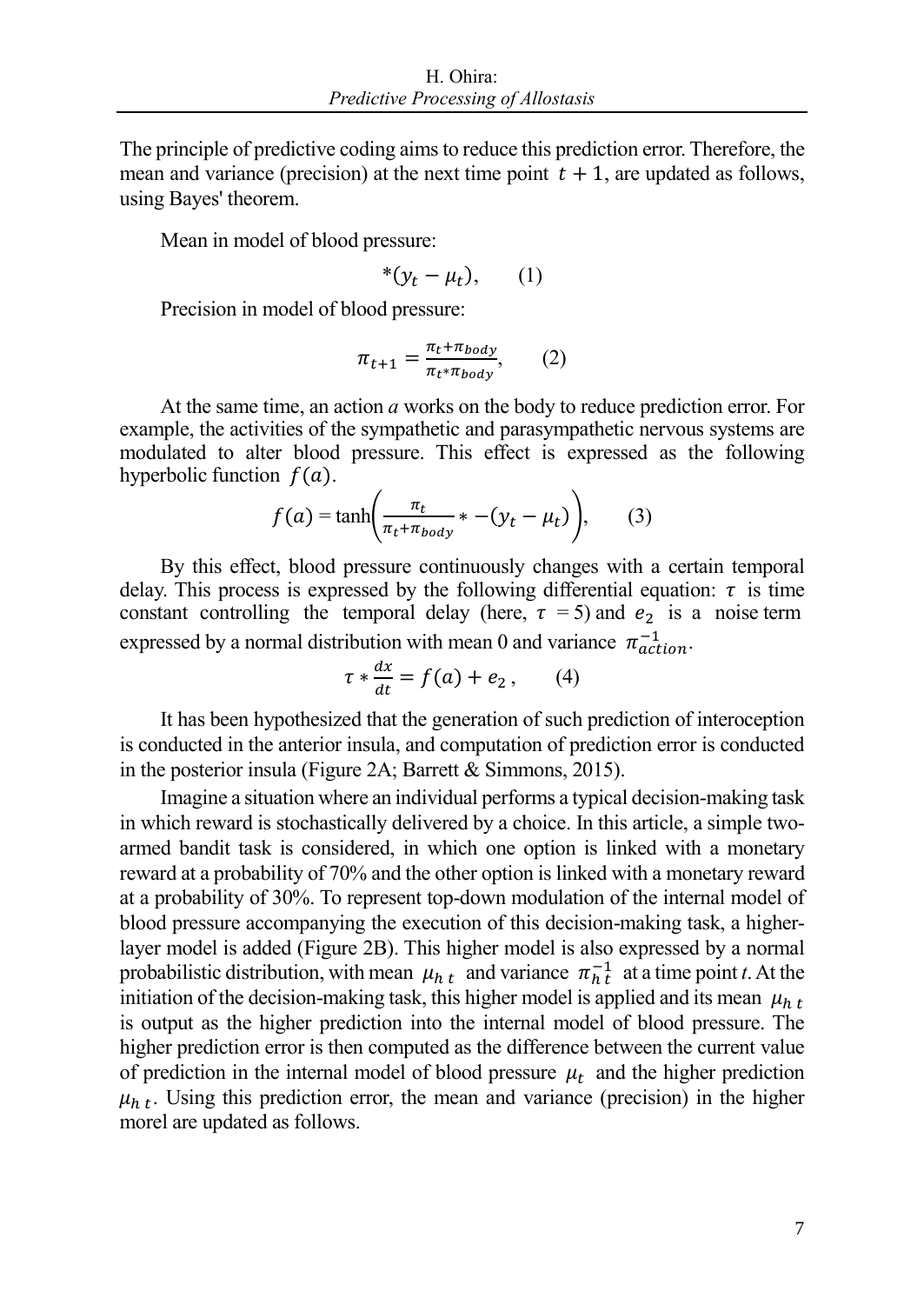The principle of predictive coding aims to reduce this prediction error. Therefore, the mean and variance (precision) at the next time point $t + 1$, are updated as follows, using Bayes' theorem.

Mean in model of blood pressure:

$$*(y_t - \mu_t), \qquad (1)$$

Precision in model of blood pressure:

$$\pi_{t+1} = \frac{\pi_t + \pi_{body}}{\pi_t * \pi_{body}}, \qquad (2)$$

At the same time, an action *a* works on the body to reduce prediction error. For example, the activities of the sympathetic and parasympathetic nervous systems are modulated to alter blood pressure. This effect is expressed as the following hyperbolic function $f(a)$.

$$f(a) = \tanh\left(\frac{\pi_t}{\pi_t + \pi_{body}} * -(y_t - \mu_t)\right), \qquad (3)$$

By this effect, blood pressure continuously changes with a certain temporal delay. This process is expressed by the following differential equation: $\tau$ is time constant controlling the temporal delay (here, $\tau = 5$) and $e_2$ is a noise term expressed by a normal distribution with mean 0 and variance $\pi_{action}^{-1}$.

$$\tau * \frac{dx}{dt} = f(a) + e_2, \qquad (4)$$

It has been hypothesized that the generation of such prediction of interoception is conducted in the anterior insula, and computation of prediction error is conducted in the posterior insula (Figure 2A; Barrett & Simmons, 2015).

Imagine a situation where an individual performs a typical decision-making task in which reward is stochastically delivered by a choice. In this article, a simple two-armed bandit task is considered, in which one option is linked with a monetary reward at a probability of 70% and the other option is linked with a monetary reward at a probability of 30%. To represent top-down modulation of the internal model of blood pressure accompanying the execution of this decision-making task, a higher-layer model is added (Figure 2B). This higher model is also expressed by a normal probabilistic distribution, with mean $\mu_{h\,t}$ and variance $\pi_{h\,t}^{-1}$ at a time point *t*. At the initiation of the decision-making task, this higher model is applied and its mean $\mu_{h\,t}$ is output as the higher prediction into the internal model of blood pressure. The higher prediction error is then computed as the difference between the current value of prediction in the internal model of blood pressure $\mu_t$ and the higher prediction $\mu_{h\,t}$. Using this prediction error, the mean and variance (precision) in the higher morel are updated as follows.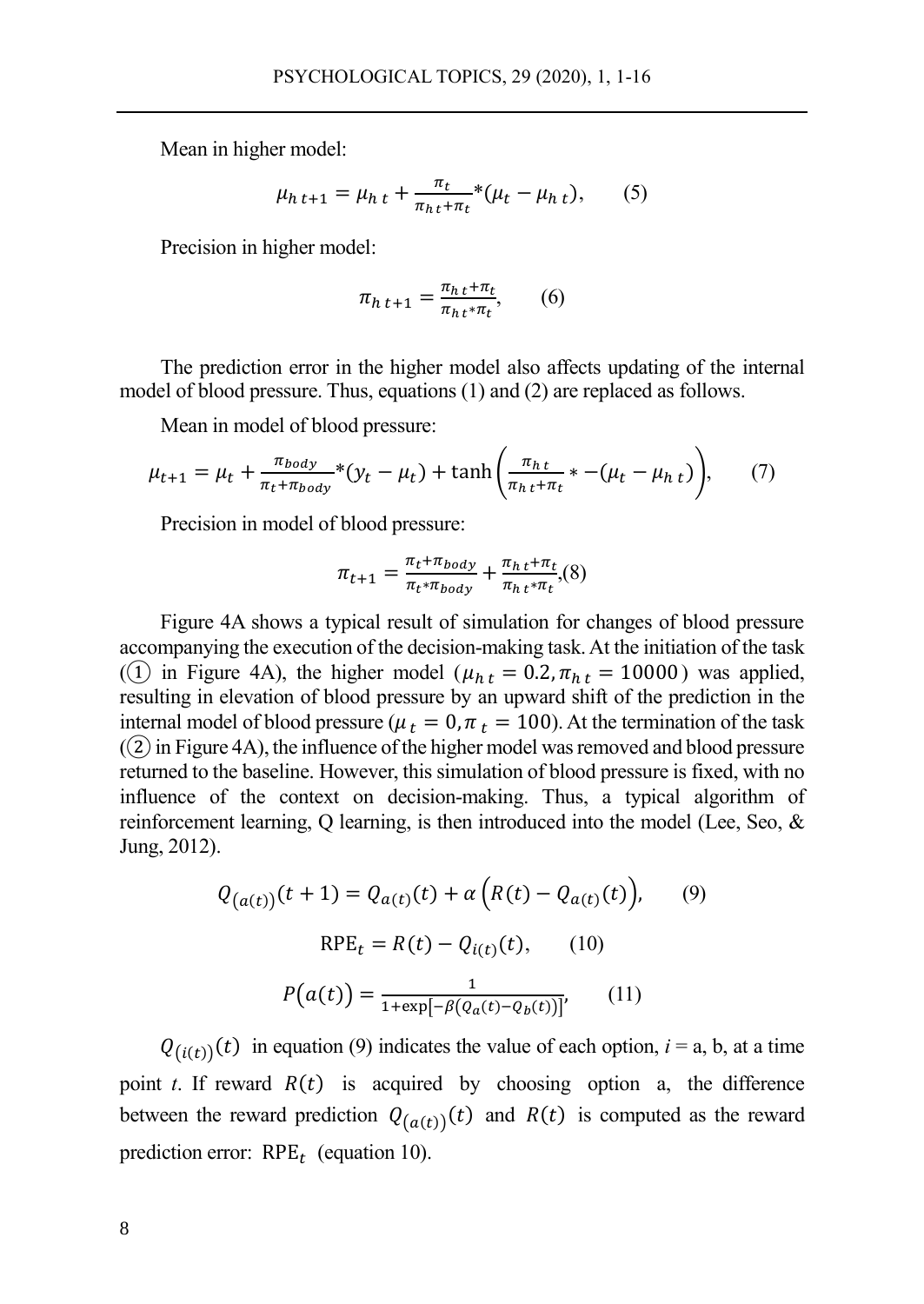Mean in higher model:

$$\mu_{h\,t+1} = \mu_{h\,t} + \frac{\pi_t}{\pi_{h\,t}+\pi_t} * (\mu_t - \mu_{h\,t}), \qquad (5)$$

Precision in higher model:

$$\pi_{h\,t+1} = \frac{\pi_{h\,t}+\pi_t}{\pi_{h\,t}*\pi_t}, \qquad (6)$$

The prediction error in the higher model also affects updating of the internal model of blood pressure. Thus, equations (1) and (2) are replaced as follows.

Mean in model of blood pressure:

$$\mu_{t+1} = \mu_t + \frac{\pi_{body}}{\pi_t+\pi_{body}} * (y_t - \mu_t) + \tanh\left(\frac{\pi_{h\,t}}{\pi_{h\,t}+\pi_t} * -(\mu_t - \mu_{h\,t})\right), \qquad (7)$$

Precision in model of blood pressure:

$$\pi_{t+1} = \frac{\pi_t+\pi_{body}}{\pi_t*\pi_{body}} + \frac{\pi_{h\,t}+\pi_t}{\pi_{h\,t}*\pi_t}, (8)$$

Figure 4A shows a typical result of simulation for changes of blood pressure accompanying the execution of the decision-making task. At the initiation of the task (① in Figure 4A), the higher model ($\mu_{h\,t} = 0.2, \pi_{h\,t} = 10000$) was applied, resulting in elevation of blood pressure by an upward shift of the prediction in the internal model of blood pressure ($\mu_t = 0, \pi_t = 100$). At the termination of the task (② in Figure 4A), the influence of the higher model was removed and blood pressure returned to the baseline. However, this simulation of blood pressure is fixed, with no influence of the context on decision-making. Thus, a typical algorithm of reinforcement learning, Q learning, is then introduced into the model (Lee, Seo, & Jung, 2012).

$$Q_{(a(t))}(t+1) = Q_{a(t)}(t) + \alpha\left(R(t) - Q_{a(t)}(t)\right), \qquad (9)$$

$$\text{RPE}_t = R(t) - Q_{i(t)}(t), \qquad (10)$$

$$P\big(a(t)\big) = \frac{1}{1+\exp[-\beta(Q_a(t) - Q_b(t))]}, \qquad (11)$$

$Q_{(i(t))}(t)$ in equation (9) indicates the value of each option, $i$ = a, b, at a time point $t$. If reward $R(t)$ is acquired by choosing option a, the difference between the reward prediction $Q_{(a(t))}(t)$ and $R(t)$ is computed as the reward prediction error: $\text{RPE}_t$ (equation 10).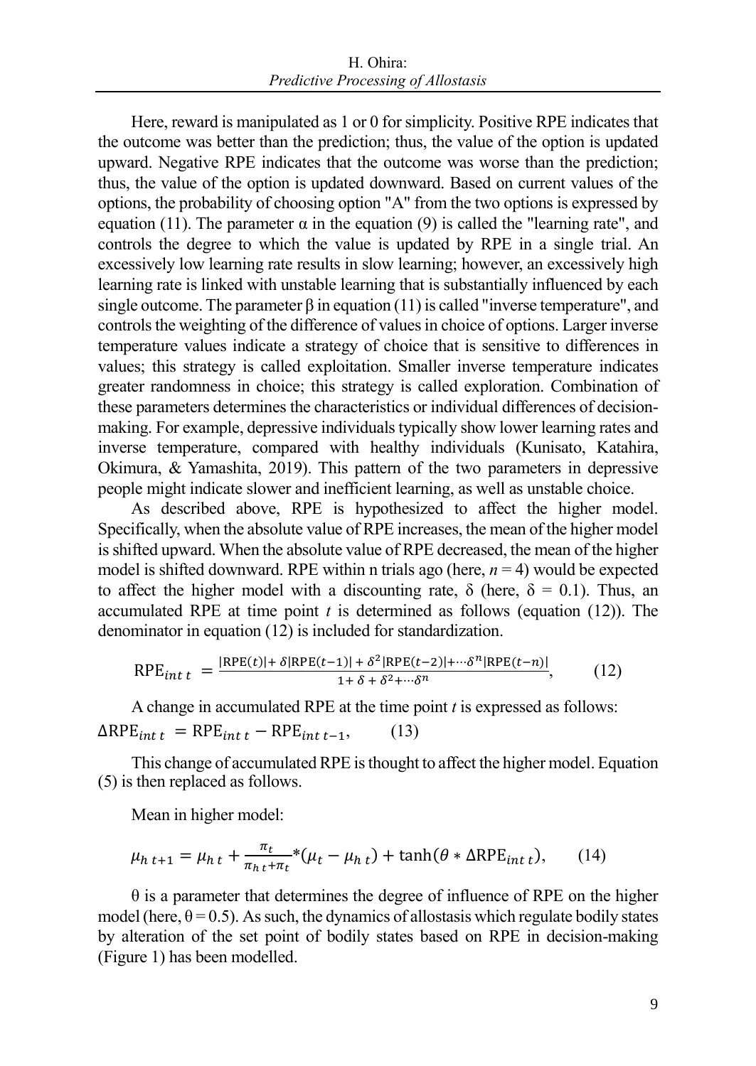Here, reward is manipulated as 1 or 0 for simplicity. Positive RPE indicates that the outcome was better than the prediction; thus, the value of the option is updated upward. Negative RPE indicates that the outcome was worse than the prediction; thus, the value of the option is updated downward. Based on current values of the options, the probability of choosing option "A" from the two options is expressed by equation (11). The parameter $\alpha$ in the equation (9) is called the "learning rate", and controls the degree to which the value is updated by RPE in a single trial. An excessively low learning rate results in slow learning; however, an excessively high learning rate is linked with unstable learning that is substantially influenced by each single outcome. The parameter $\beta$ in equation (11) is called "inverse temperature", and controls the weighting of the difference of values in choice of options. Larger inverse temperature values indicate a strategy of choice that is sensitive to differences in values; this strategy is called exploitation. Smaller inverse temperature indicates greater randomness in choice; this strategy is called exploration. Combination of these parameters determines the characteristics or individual differences of decision-making. For example, depressive individuals typically show lower learning rates and inverse temperature, compared with healthy individuals (Kunisato, Katahira, Okimura, & Yamashita, 2019). This pattern of the two parameters in depressive people might indicate slower and inefficient learning, as well as unstable choice.

As described above, RPE is hypothesized to affect the higher model. Specifically, when the absolute value of RPE increases, the mean of the higher model is shifted upward. When the absolute value of RPE decreased, the mean of the higher model is shifted downward. RPE within n trials ago (here, $n = 4$) would be expected to affect the higher model with a discounting rate, $\delta$ (here, $\delta = 0.1$). Thus, an accumulated RPE at time point $t$ is determined as follows (equation (12)). The denominator in equation (12) is included for standardization.

$$\mathrm{RPE}_{int\ t} = \frac{|\mathrm{RPE}(t)| + \delta|\mathrm{RPE}(t-1)| + \delta^2|\mathrm{RPE}(t-2)| + \cdots \delta^n|\mathrm{RPE}(t-n)|}{1 + \delta + \delta^2 + \cdots \delta^n}, \qquad (12)$$

A change in accumulated RPE at the time point $t$ is expressed as follows:

$$\Delta\mathrm{RPE}_{int\ t} = \mathrm{RPE}_{int\ t} - \mathrm{RPE}_{int\ t-1}, \qquad (13)$$

This change of accumulated RPE is thought to affect the higher model. Equation (5) is then replaced as follows.

Mean in higher model:

$$\mu_{h\ t+1} = \mu_{h\ t} + \frac{\pi_t}{\pi_{h\ t} + \pi_t} * (\mu_t - \mu_{h\ t}) + \tanh(\theta * \Delta\mathrm{RPE}_{int\ t}), \qquad (14)$$

$\theta$ is a parameter that determines the degree of influence of RPE on the higher model (here, $\theta = 0.5$). As such, the dynamics of allostasis which regulate bodily states by alteration of the set point of bodily states based on RPE in decision-making (Figure 1) has been modelled.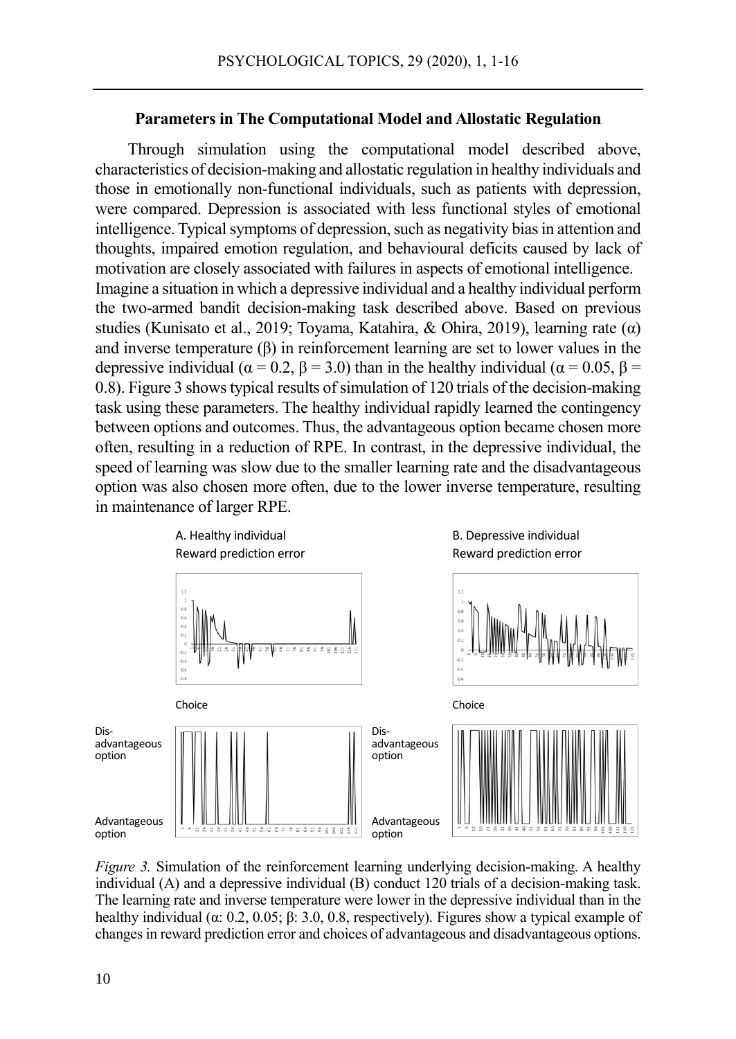## Parameters in The Computational Model and Allostatic Regulation

Through simulation using the computational model described above, characteristics of decision-making and allostatic regulation in healthy individuals and those in emotionally non-functional individuals, such as patients with depression, were compared. Depression is associated with less functional styles of emotional intelligence. Typical symptoms of depression, such as negativity bias in attention and thoughts, impaired emotion regulation, and behavioural deficits caused by lack of motivation are closely associated with failures in aspects of emotional intelligence.

Imagine a situation in which a depressive individual and a healthy individual perform the two-armed bandit decision-making task described above. Based on previous studies (Kunisato et al., 2019; Toyama, Katahira, & Ohira, 2019), learning rate ($\alpha$) and inverse temperature ($\beta$) in reinforcement learning are set to lower values in the depressive individual ($\alpha = 0.2$, $\beta = 3.0$) than in the healthy individual ($\alpha = 0.05$, $\beta = 0.8$). Figure 3 shows typical results of simulation of 120 trials of the decision-making task using these parameters. The healthy individual rapidly learned the contingency between options and outcomes. Thus, the advantageous option became chosen more often, resulting in a reduction of RPE. In contrast, in the depressive individual, the speed of learning was slow due to the smaller learning rate and the disadvantageous option was also chosen more often, due to the lower inverse temperature, resulting in maintenance of larger RPE.

*Figure 3.* Simulation of the reinforcement learning underlying decision-making. A healthy individual (A) and a depressive individual (B) conduct 120 trials of a decision-making task. The learning rate and inverse temperature were lower in the depressive individual than in the healthy individual ($\alpha$: 0.2, 0.05; $\beta$: 3.0, 0.8, respectively). Figures show a typical example of changes in reward prediction error and choices of advantageous and disadvantageous options.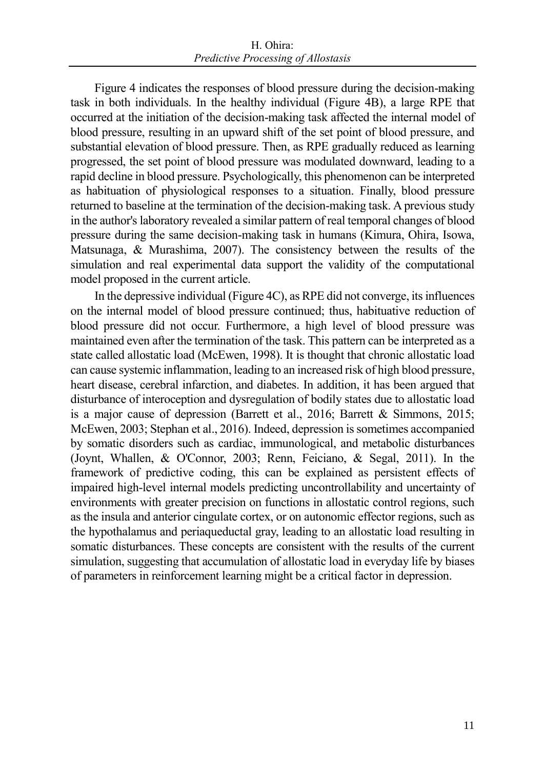Figure 4 indicates the responses of blood pressure during the decision-making task in both individuals. In the healthy individual (Figure 4B), a large RPE that occurred at the initiation of the decision-making task affected the internal model of blood pressure, resulting in an upward shift of the set point of blood pressure, and substantial elevation of blood pressure. Then, as RPE gradually reduced as learning progressed, the set point of blood pressure was modulated downward, leading to a rapid decline in blood pressure. Psychologically, this phenomenon can be interpreted as habituation of physiological responses to a situation. Finally, blood pressure returned to baseline at the termination of the decision-making task. A previous study in the author's laboratory revealed a similar pattern of real temporal changes of blood pressure during the same decision-making task in humans (Kimura, Ohira, Isowa, Matsunaga, & Murashima, 2007). The consistency between the results of the simulation and real experimental data support the validity of the computational model proposed in the current article.

In the depressive individual (Figure 4C), as RPE did not converge, its influences on the internal model of blood pressure continued; thus, habituative reduction of blood pressure did not occur. Furthermore, a high level of blood pressure was maintained even after the termination of the task. This pattern can be interpreted as a state called allostatic load (McEwen, 1998). It is thought that chronic allostatic load can cause systemic inflammation, leading to an increased risk of high blood pressure, heart disease, cerebral infarction, and diabetes. In addition, it has been argued that disturbance of interoception and dysregulation of bodily states due to allostatic load is a major cause of depression (Barrett et al., 2016; Barrett & Simmons, 2015; McEwen, 2003; Stephan et al., 2016). Indeed, depression is sometimes accompanied by somatic disorders such as cardiac, immunological, and metabolic disturbances (Joynt, Whallen, & O'Connor, 2003; Renn, Feiciano, & Segal, 2011). In the framework of predictive coding, this can be explained as persistent effects of impaired high-level internal models predicting uncontrollability and uncertainty of environments with greater precision on functions in allostatic control regions, such as the insula and anterior cingulate cortex, or on autonomic effector regions, such as the hypothalamus and periaqueductal gray, leading to an allostatic load resulting in somatic disturbances. These concepts are consistent with the results of the current simulation, suggesting that accumulation of allostatic load in everyday life by biases of parameters in reinforcement learning might be a critical factor in depression.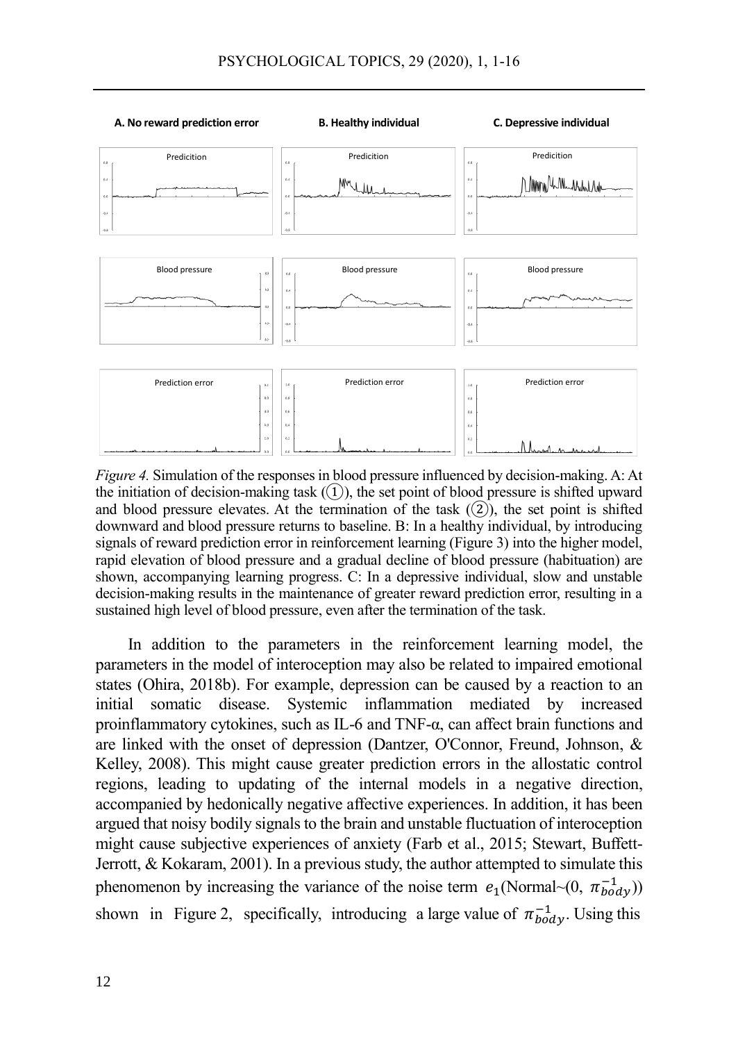*Figure 4.* Simulation of the responses in blood pressure influenced by decision-making. A: At the initiation of decision-making task (①), the set point of blood pressure is shifted upward and blood pressure elevates. At the termination of the task (②), the set point is shifted downward and blood pressure returns to baseline. B: In a healthy individual, by introducing signals of reward prediction error in reinforcement learning (Figure 3) into the higher model, rapid elevation of blood pressure and a gradual decline of blood pressure (habituation) are shown, accompanying learning progress. C: In a depressive individual, slow and unstable decision-making results in the maintenance of greater reward prediction error, resulting in a sustained high level of blood pressure, even after the termination of the task.

In addition to the parameters in the reinforcement learning model, the parameters in the model of interoception may also be related to impaired emotional states (Ohira, 2018b). For example, depression can be caused by a reaction to an initial somatic disease. Systemic inflammation mediated by increased proinflammatory cytokines, such as IL-6 and TNF-α, can affect brain functions and are linked with the onset of depression (Dantzer, O'Connor, Freund, Johnson, & Kelley, 2008). This might cause greater prediction errors in the allostatic control regions, leading to updating of the internal models in a negative direction, accompanied by hedonically negative affective experiences. In addition, it has been argued that noisy bodily signals to the brain and unstable fluctuation of interoception might cause subjective experiences of anxiety (Farb et al., 2015; Stewart, Buffett-Jerrott, & Kokaram, 2001). In a previous study, the author attempted to simulate this phenomenon by increasing the variance of the noise term $e_1$(Normal~(0, $\pi_{body}^{-1}$)) shown in Figure 2, specifically, introducing a large value of $\pi_{body}^{-1}$. Using this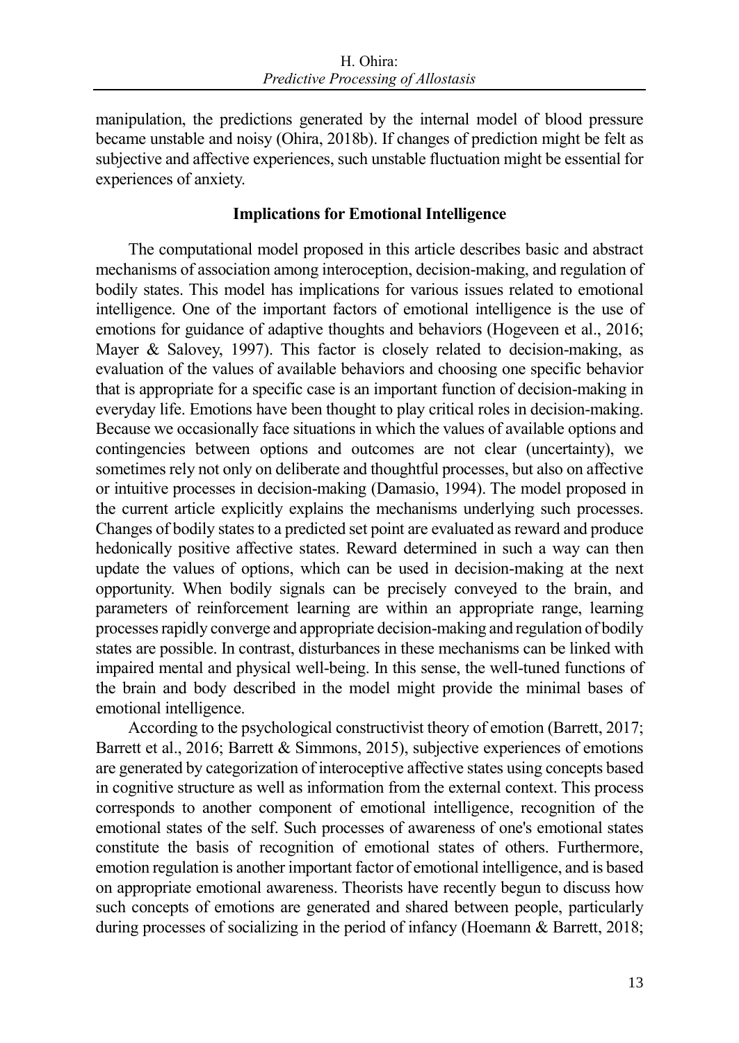manipulation, the predictions generated by the internal model of blood pressure became unstable and noisy (Ohira, 2018b). If changes of prediction might be felt as subjective and affective experiences, such unstable fluctuation might be essential for experiences of anxiety.

## Implications for Emotional Intelligence

The computational model proposed in this article describes basic and abstract mechanisms of association among interoception, decision-making, and regulation of bodily states. This model has implications for various issues related to emotional intelligence. One of the important factors of emotional intelligence is the use of emotions for guidance of adaptive thoughts and behaviors (Hogeveen et al., 2016; Mayer & Salovey, 1997). This factor is closely related to decision-making, as evaluation of the values of available behaviors and choosing one specific behavior that is appropriate for a specific case is an important function of decision-making in everyday life. Emotions have been thought to play critical roles in decision-making. Because we occasionally face situations in which the values of available options and contingencies between options and outcomes are not clear (uncertainty), we sometimes rely not only on deliberate and thoughtful processes, but also on affective or intuitive processes in decision-making (Damasio, 1994). The model proposed in the current article explicitly explains the mechanisms underlying such processes. Changes of bodily states to a predicted set point are evaluated as reward and produce hedonically positive affective states. Reward determined in such a way can then update the values of options, which can be used in decision-making at the next opportunity. When bodily signals can be precisely conveyed to the brain, and parameters of reinforcement learning are within an appropriate range, learning processes rapidly converge and appropriate decision-making and regulation of bodily states are possible. In contrast, disturbances in these mechanisms can be linked with impaired mental and physical well-being. In this sense, the well-tuned functions of the brain and body described in the model might provide the minimal bases of emotional intelligence.

According to the psychological constructivist theory of emotion (Barrett, 2017; Barrett et al., 2016; Barrett & Simmons, 2015), subjective experiences of emotions are generated by categorization of interoceptive affective states using concepts based in cognitive structure as well as information from the external context. This process corresponds to another component of emotional intelligence, recognition of the emotional states of the self. Such processes of awareness of one's emotional states constitute the basis of recognition of emotional states of others. Furthermore, emotion regulation is another important factor of emotional intelligence, and is based on appropriate emotional awareness. Theorists have recently begun to discuss how such concepts of emotions are generated and shared between people, particularly during processes of socializing in the period of infancy (Hoemann & Barrett, 2018;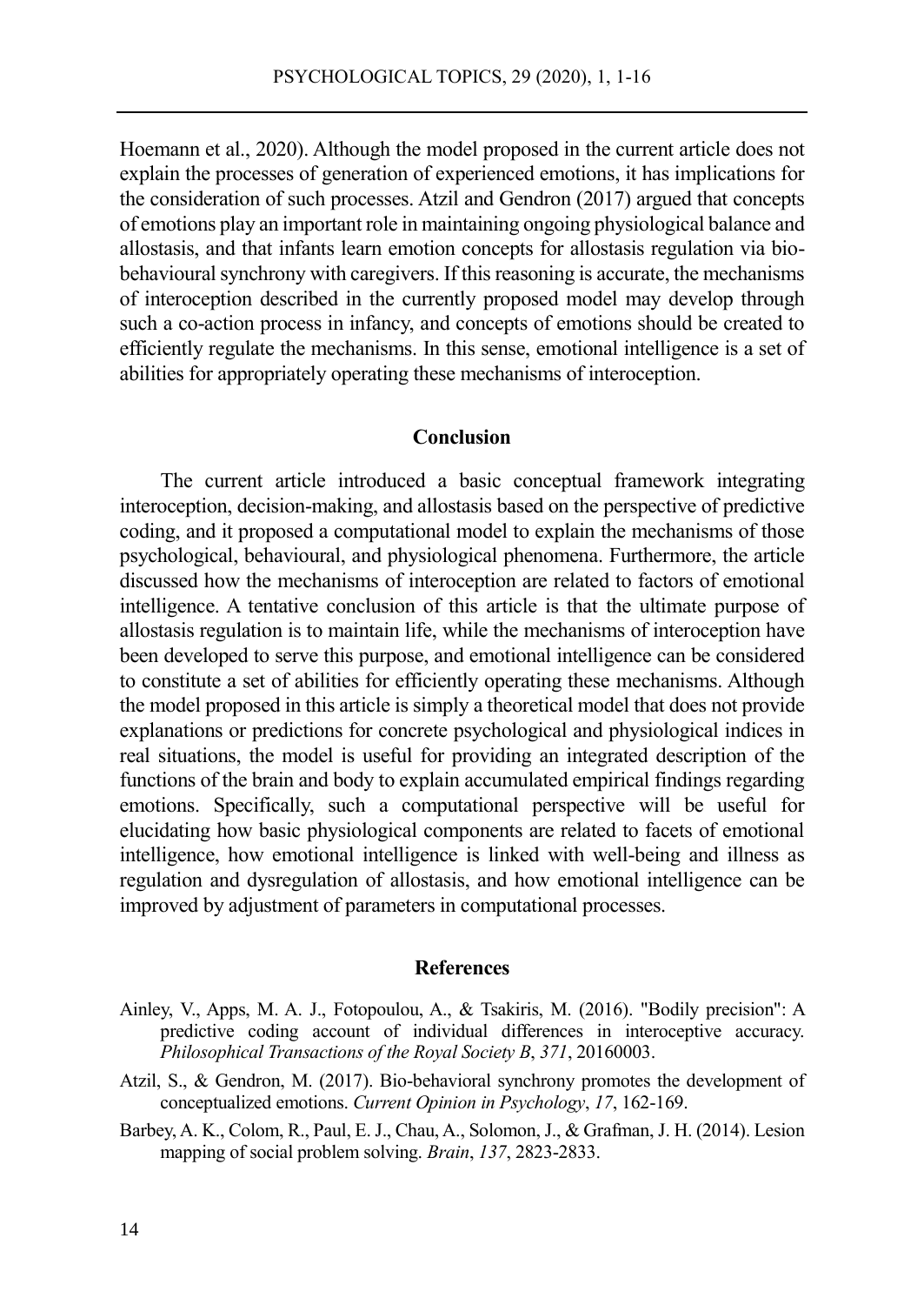Hoemann et al., 2020). Although the model proposed in the current article does not explain the processes of generation of experienced emotions, it has implications for the consideration of such processes. Atzil and Gendron (2017) argued that concepts of emotions play an important role in maintaining ongoing physiological balance and allostasis, and that infants learn emotion concepts for allostasis regulation via bio-behavioural synchrony with caregivers. If this reasoning is accurate, the mechanisms of interoception described in the currently proposed model may develop through such a co-action process in infancy, and concepts of emotions should be created to efficiently regulate the mechanisms. In this sense, emotional intelligence is a set of abilities for appropriately operating these mechanisms of interoception.

## Conclusion

The current article introduced a basic conceptual framework integrating interoception, decision-making, and allostasis based on the perspective of predictive coding, and it proposed a computational model to explain the mechanisms of those psychological, behavioural, and physiological phenomena. Furthermore, the article discussed how the mechanisms of interoception are related to factors of emotional intelligence. A tentative conclusion of this article is that the ultimate purpose of allostasis regulation is to maintain life, while the mechanisms of interoception have been developed to serve this purpose, and emotional intelligence can be considered to constitute a set of abilities for efficiently operating these mechanisms. Although the model proposed in this article is simply a theoretical model that does not provide explanations or predictions for concrete psychological and physiological indices in real situations, the model is useful for providing an integrated description of the functions of the brain and body to explain accumulated empirical findings regarding emotions. Specifically, such a computational perspective will be useful for elucidating how basic physiological components are related to facets of emotional intelligence, how emotional intelligence is linked with well-being and illness as regulation and dysregulation of allostasis, and how emotional intelligence can be improved by adjustment of parameters in computational processes.

## References

Ainley, V., Apps, M. A. J., Fotopoulou, A., & Tsakiris, M. (2016). "Bodily precision": A predictive coding account of individual differences in interoceptive accuracy. *Philosophical Transactions of the Royal Society B*, *371*, 20160003.

Atzil, S., & Gendron, M. (2017). Bio-behavioral synchrony promotes the development of conceptualized emotions. *Current Opinion in Psychology*, *17*, 162-169.

Barbey, A. K., Colom, R., Paul, E. J., Chau, A., Solomon, J., & Grafman, J. H. (2014). Lesion mapping of social problem solving. *Brain*, *137*, 2823-2833.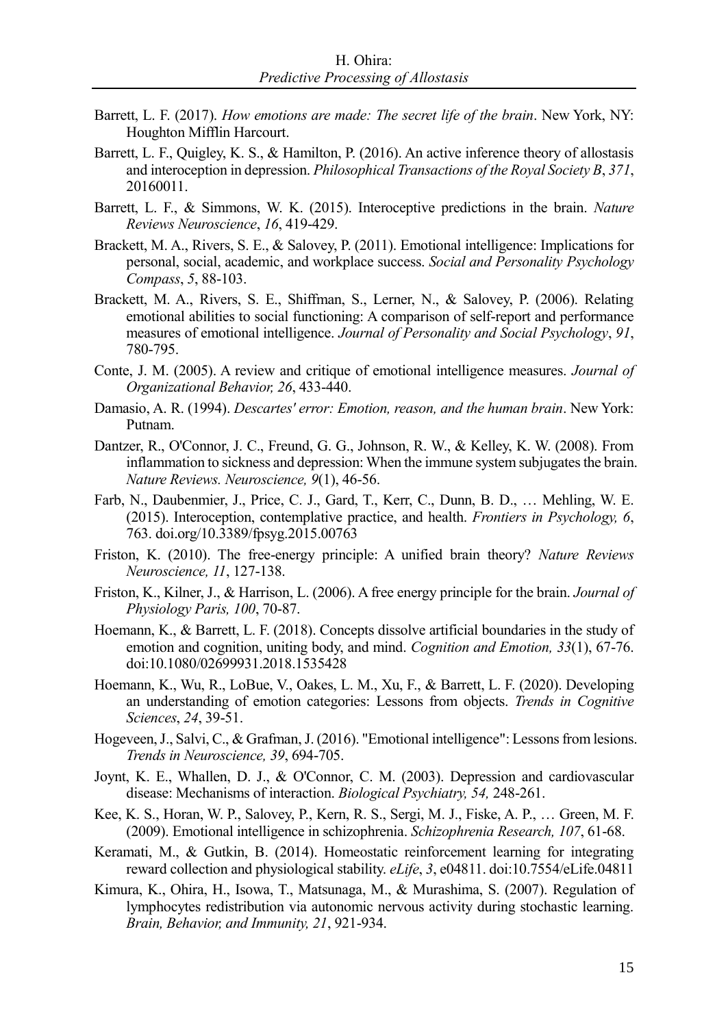Barrett, L. F. (2017). *How emotions are made: The secret life of the brain*. New York, NY: Houghton Mifflin Harcourt.

Barrett, L. F., Quigley, K. S., & Hamilton, P. (2016). An active inference theory of allostasis and interoception in depression. *Philosophical Transactions of the Royal Society B*, *371*, 20160011.

Barrett, L. F., & Simmons, W. K. (2015). Interoceptive predictions in the brain. *Nature Reviews Neuroscience*, *16*, 419-429.

Brackett, M. A., Rivers, S. E., & Salovey, P. (2011). Emotional intelligence: Implications for personal, social, academic, and workplace success. *Social and Personality Psychology Compass*, *5*, 88-103.

Brackett, M. A., Rivers, S. E., Shiffman, S., Lerner, N., & Salovey, P. (2006). Relating emotional abilities to social functioning: A comparison of self-report and performance measures of emotional intelligence. *Journal of Personality and Social Psychology*, *91*, 780-795.

Conte, J. M. (2005). A review and critique of emotional intelligence measures. *Journal of Organizational Behavior, 26*, 433-440.

Damasio, A. R. (1994). *Descartes' error: Emotion, reason, and the human brain*. New York: Putnam.

Dantzer, R., O'Connor, J. C., Freund, G. G., Johnson, R. W., & Kelley, K. W. (2008). From inflammation to sickness and depression: When the immune system subjugates the brain. *Nature Reviews. Neuroscience, 9*(1), 46-56.

Farb, N., Daubenmier, J., Price, C. J., Gard, T., Kerr, C., Dunn, B. D., … Mehling, W. E. (2015). Interoception, contemplative practice, and health. *Frontiers in Psychology, 6*, 763. doi.org/10.3389/fpsyg.2015.00763

Friston, K. (2010). The free-energy principle: A unified brain theory? *Nature Reviews Neuroscience, 11*, 127-138.

Friston, K., Kilner, J., & Harrison, L. (2006). A free energy principle for the brain. *Journal of Physiology Paris, 100*, 70-87.

Hoemann, K., & Barrett, L. F. (2018). Concepts dissolve artificial boundaries in the study of emotion and cognition, uniting body, and mind. *Cognition and Emotion, 33*(1), 67-76. doi:10.1080/02699931.2018.1535428

Hoemann, K., Wu, R., LoBue, V., Oakes, L. M., Xu, F., & Barrett, L. F. (2020). Developing an understanding of emotion categories: Lessons from objects. *Trends in Cognitive Sciences*, *24*, 39-51.

Hogeveen, J., Salvi, C., & Grafman, J. (2016). "Emotional intelligence": Lessons from lesions. *Trends in Neuroscience, 39*, 694-705.

Joynt, K. E., Whallen, D. J., & O'Connor, C. M. (2003). Depression and cardiovascular disease: Mechanisms of interaction. *Biological Psychiatry, 54,* 248-261.

Kee, K. S., Horan, W. P., Salovey, P., Kern, R. S., Sergi, M. J., Fiske, A. P., … Green, M. F. (2009). Emotional intelligence in schizophrenia. *Schizophrenia Research, 107*, 61-68.

Keramati, M., & Gutkin, B. (2014). Homeostatic reinforcement learning for integrating reward collection and physiological stability. *eLife*, *3*, e04811. doi:10.7554/eLife.04811

Kimura, K., Ohira, H., Isowa, T., Matsunaga, M., & Murashima, S. (2007). Regulation of lymphocytes redistribution via autonomic nervous activity during stochastic learning. *Brain, Behavior, and Immunity, 21*, 921-934.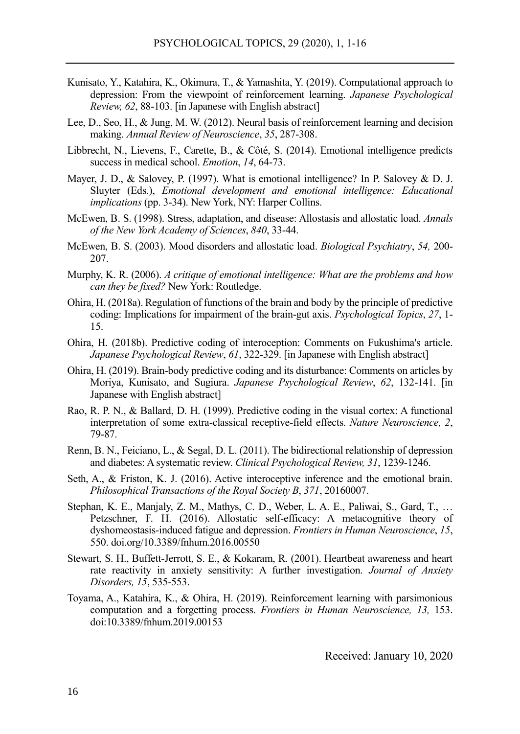Kunisato, Y., Katahira, K., Okimura, T., & Yamashita, Y. (2019). Computational approach to depression: From the viewpoint of reinforcement learning. *Japanese Psychological Review, 62*, 88-103. [in Japanese with English abstract]

Lee, D., Seo, H., & Jung, M. W. (2012). Neural basis of reinforcement learning and decision making. *Annual Review of Neuroscience*, *35*, 287-308.

Libbrecht, N., Lievens, F., Carette, B., & Côté, S. (2014). Emotional intelligence predicts success in medical school. *Emotion*, *14*, 64-73.

Mayer, J. D., & Salovey, P. (1997). What is emotional intelligence? In P. Salovey & D. J. Sluyter (Eds.), *Emotional development and emotional intelligence: Educational implications* (pp. 3-34). New York, NY: Harper Collins.

McEwen, B. S. (1998). Stress, adaptation, and disease: Allostasis and allostatic load. *Annals of the New York Academy of Sciences*, *840*, 33-44.

McEwen, B. S. (2003). Mood disorders and allostatic load. *Biological Psychiatry*, *54,* 200-207.

Murphy, K. R. (2006). *A critique of emotional intelligence: What are the problems and how can they be fixed?* New York: Routledge.

Ohira, H. (2018a). Regulation of functions of the brain and body by the principle of predictive coding: Implications for impairment of the brain-gut axis. *Psychological Topics*, *27*, 1-15.

Ohira, H. (2018b). Predictive coding of interoception: Comments on Fukushima's article. *Japanese Psychological Review*, *61*, 322-329. [in Japanese with English abstract]

Ohira, H. (2019). Brain-body predictive coding and its disturbance: Comments on articles by Moriya, Kunisato, and Sugiura. *Japanese Psychological Review*, *62*, 132-141. [in Japanese with English abstract]

Rao, R. P. N., & Ballard, D. H. (1999). Predictive coding in the visual cortex: A functional interpretation of some extra-classical receptive-field effects. *Nature Neuroscience, 2*, 79-87.

Renn, B. N., Feiciano, L., & Segal, D. L. (2011). The bidirectional relationship of depression and diabetes: A systematic review. *Clinical Psychological Review, 31*, 1239-1246.

Seth, A., & Friston, K. J. (2016). Active interoceptive inference and the emotional brain. *Philosophical Transactions of the Royal Society B*, *371*, 20160007.

Stephan, K. E., Manjaly, Z. M., Mathys, C. D., Weber, L. A. E., Paliwai, S., Gard, T., … Petzschner, F. H. (2016). Allostatic self-efficacy: A metacognitive theory of dyshomeostasis-induced fatigue and depression. *Frontiers in Human Neuroscience*, *15*, 550. doi.org/10.3389/fnhum.2016.00550

Stewart, S. H., Buffett-Jerrott, S. E., & Kokaram, R. (2001). Heartbeat awareness and heart rate reactivity in anxiety sensitivity: A further investigation. *Journal of Anxiety Disorders, 15*, 535-553.

Toyama, A., Katahira, K., & Ohira, H. (2019). Reinforcement learning with parsimonious computation and a forgetting process. *Frontiers in Human Neuroscience, 13,* 153. doi:10.3389/fnhum.2019.00153

Received: January 10, 2020